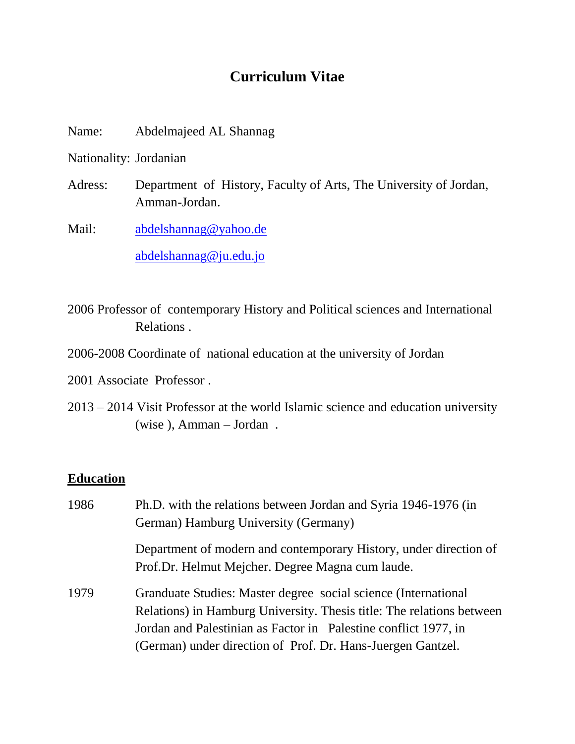# Curriculum Vitae

Name: Abdelmajeed AL Shannag

Nationality: Jordanian

Adress: Department of History, Faculty of Arts, The University of Jordan, Amman-Jordan.

Mail: abdelshannag@yahoo.de

abdelshannag@ju.edu.jo

2006 Professor of contemporary History and Political sciences and International Relations .

2006-2008 Coordinate of national education at the university of Jordan

2001 Associate Professor .

2013 – 2014 Visit Professor at the world Islamic science and education university (wise ), Amman – Jordan .

## Education

1986 Ph.D. with the relations between Jordan and Syria 1946-1976 (in German) Hamburg University (Germany)

Department of modern and contemporary History, under direction of Prof.Dr. Helmut Mejcher. Degree Magna cum laude.

1979 Granduate Studies: Master degree social science (International Relations) in Hamburg University. Thesis title: The relations between Jordan and Palestinian as Factor in Palestine conflict 1977, in (German) under direction of Prof. Dr. Hans-Juergen Gantzel.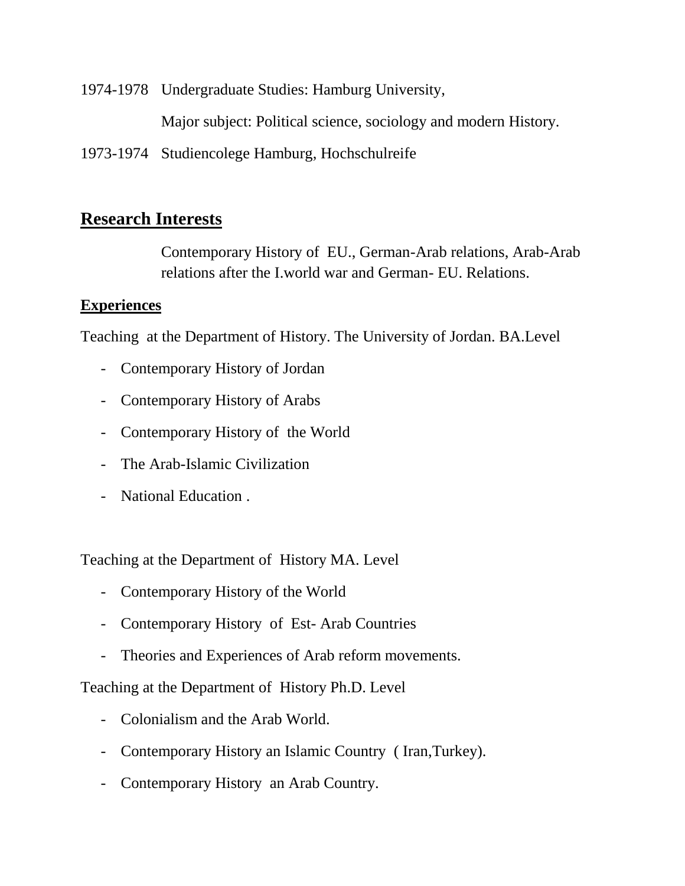1974-1978 Undergraduate Studies: Hamburg University,

Major subject: Political science, sociology and modern History.

1973-1974 Studiencolege Hamburg, Hochschulreife

## Research Interests

Contemporary History of EU., German-Arab relations, Arab-Arab relations after the I.world war and German- EU. Relations.

### Experiences

Teaching at the Department of History. The University of Jordan. BA.Level

- Contemporary History of Jordan
- Contemporary History of Arabs
- Contemporary History of the World
- The Arab-Islamic Civilization
- National Education .

Teaching at the Department of History MA. Level

- Contemporary History of the World
- Contemporary History of Est- Arab Countries
- Theories and Experiences of Arab reform movements.

Teaching at the Department of History Ph.D. Level

- Colonialism and the Arab World.
- Contemporary History an Islamic Country ( Iran,Turkey).
- Contemporary History an Arab Country.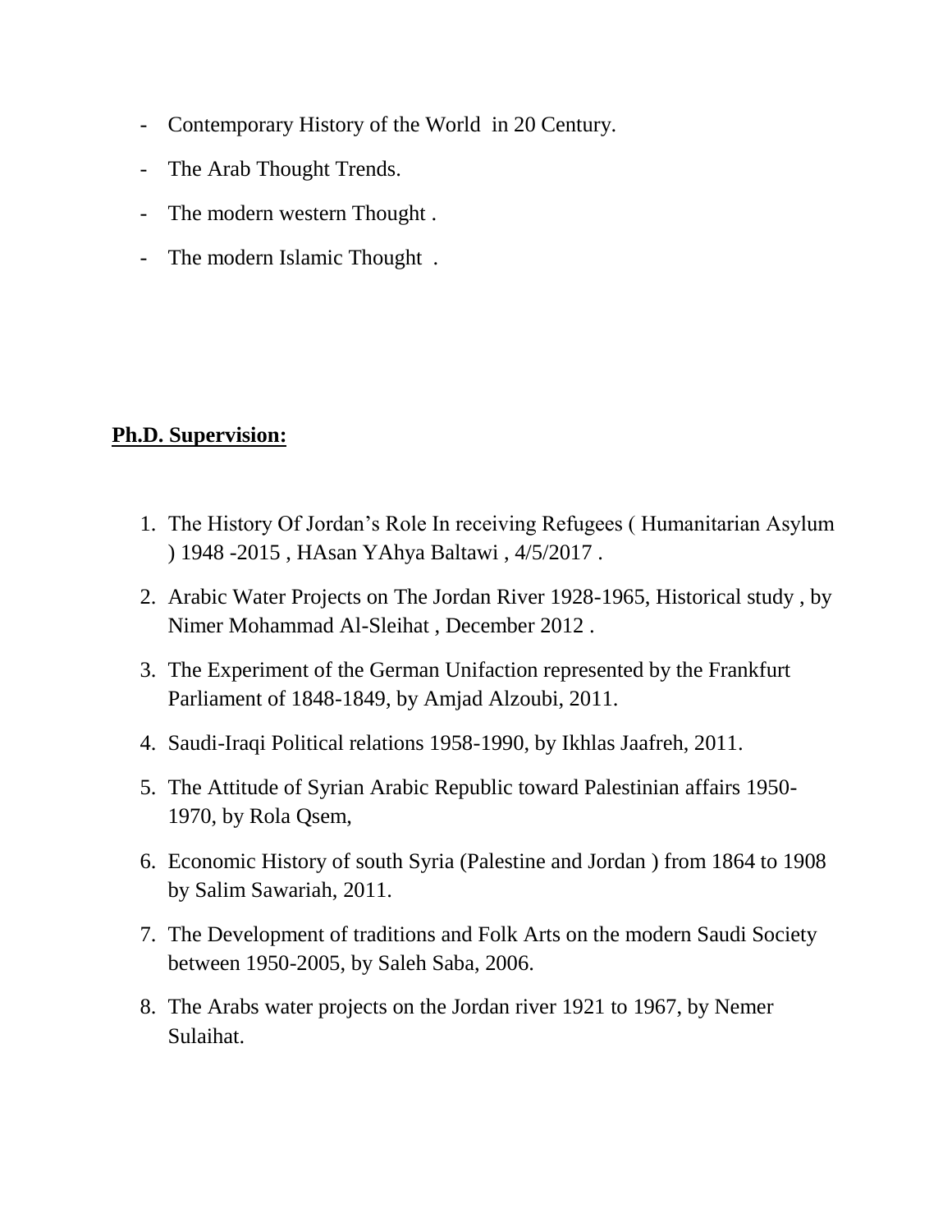- Contemporary History of the World in 20 Century.
- The Arab Thought Trends.
- The modern western Thought .
- The modern Islamic Thought .

**Ph.D. Supervision:**

1. The History Of Jordan's Role In receiving Refugees ( Humanitarian Asylum ) 1948 -2015 , HAsan YAhya Baltawi , 4/5/2017 .
2. Arabic Water Projects on The Jordan River 1928-1965, Historical study , by Nimer Mohammad Al-Sleihat , December 2012 .
3. The Experiment of the German Unifaction represented by the Frankfurt Parliament of 1848-1849, by Amjad Alzoubi, 2011.
4. Saudi-Iraqi Political relations 1958-1990, by Ikhlas Jaafreh, 2011.
5. The Attitude of Syrian Arabic Republic toward Palestinian affairs 1950-1970, by Rola Qsem,
6. Economic History of south Syria (Palestine and Jordan ) from 1864 to 1908 by Salim Sawariah, 2011.
7. The Development of traditions and Folk Arts on the modern Saudi Society between 1950-2005, by Saleh Saba, 2006.
8. The Arabs water projects on the Jordan river 1921 to 1967, by Nemer Sulaihat.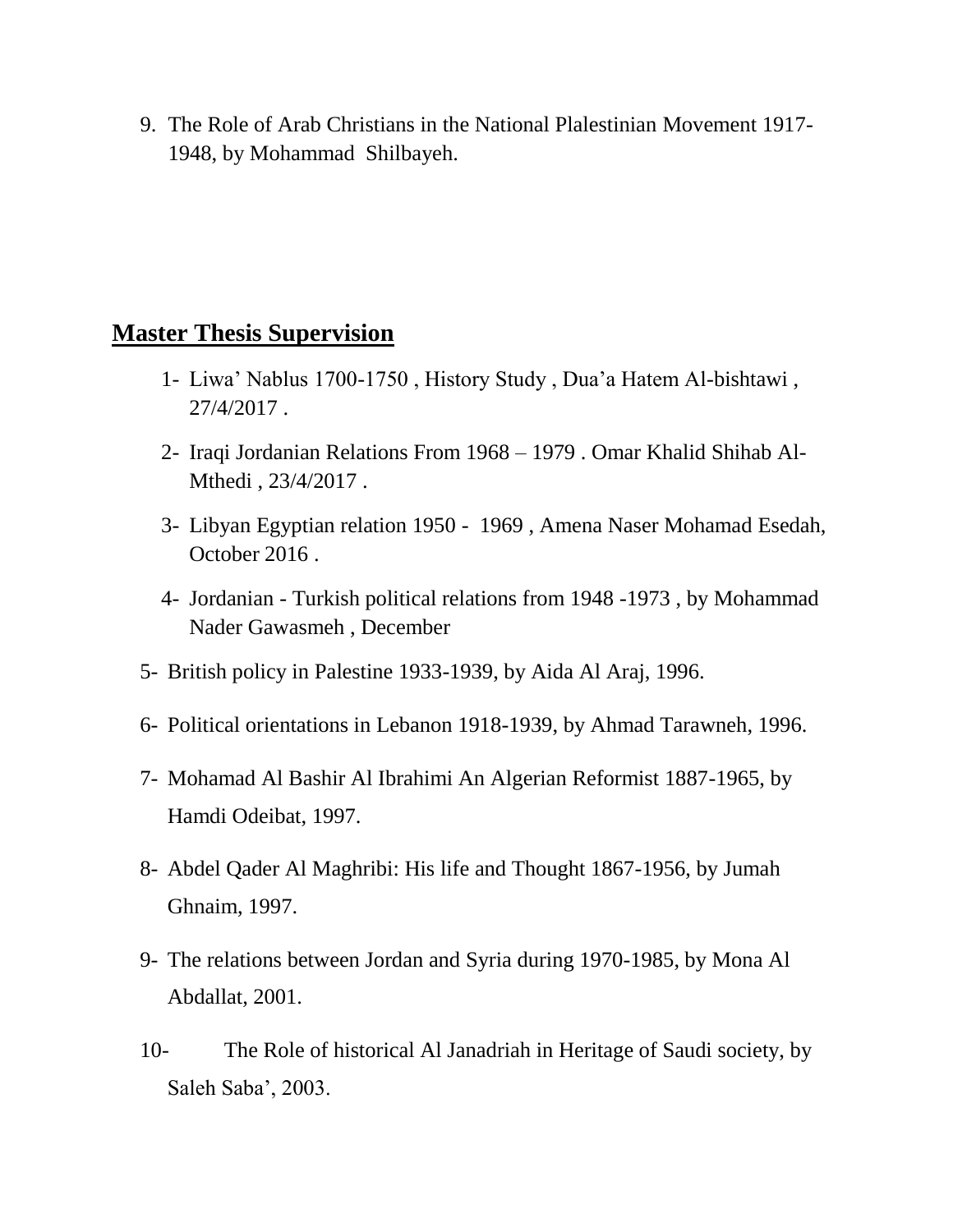9. The Role of Arab Christians in the National Plalestinian Movement 1917-1948, by Mohammad Shilbayeh.

## Master Thesis Supervision

1- Liwa' Nablus 1700-1750 , History Study , Dua'a Hatem Al-bishtawi , 27/4/2017 .

2- Iraqi Jordanian Relations From 1968 – 1979 . Omar Khalid Shihab Al-Mthedi , 23/4/2017 .

3- Libyan Egyptian relation 1950 - 1969 , Amena Naser Mohamad Esedah, October 2016 .

4- Jordanian - Turkish political relations from 1948 -1973 , by Mohammad Nader Gawasmeh , December

5- British policy in Palestine 1933-1939, by Aida Al Araj, 1996.

6- Political orientations in Lebanon 1918-1939, by Ahmad Tarawneh, 1996.

7- Mohamad Al Bashir Al Ibrahimi An Algerian Reformist 1887-1965, by Hamdi Odeibat, 1997.

8- Abdel Qader Al Maghribi: His life and Thought 1867-1956, by Jumah Ghnaim, 1997.

9- The relations between Jordan and Syria during 1970-1985, by Mona Al Abdallat, 2001.

10- The Role of historical Al Janadriah in Heritage of Saudi society, by Saleh Saba', 2003.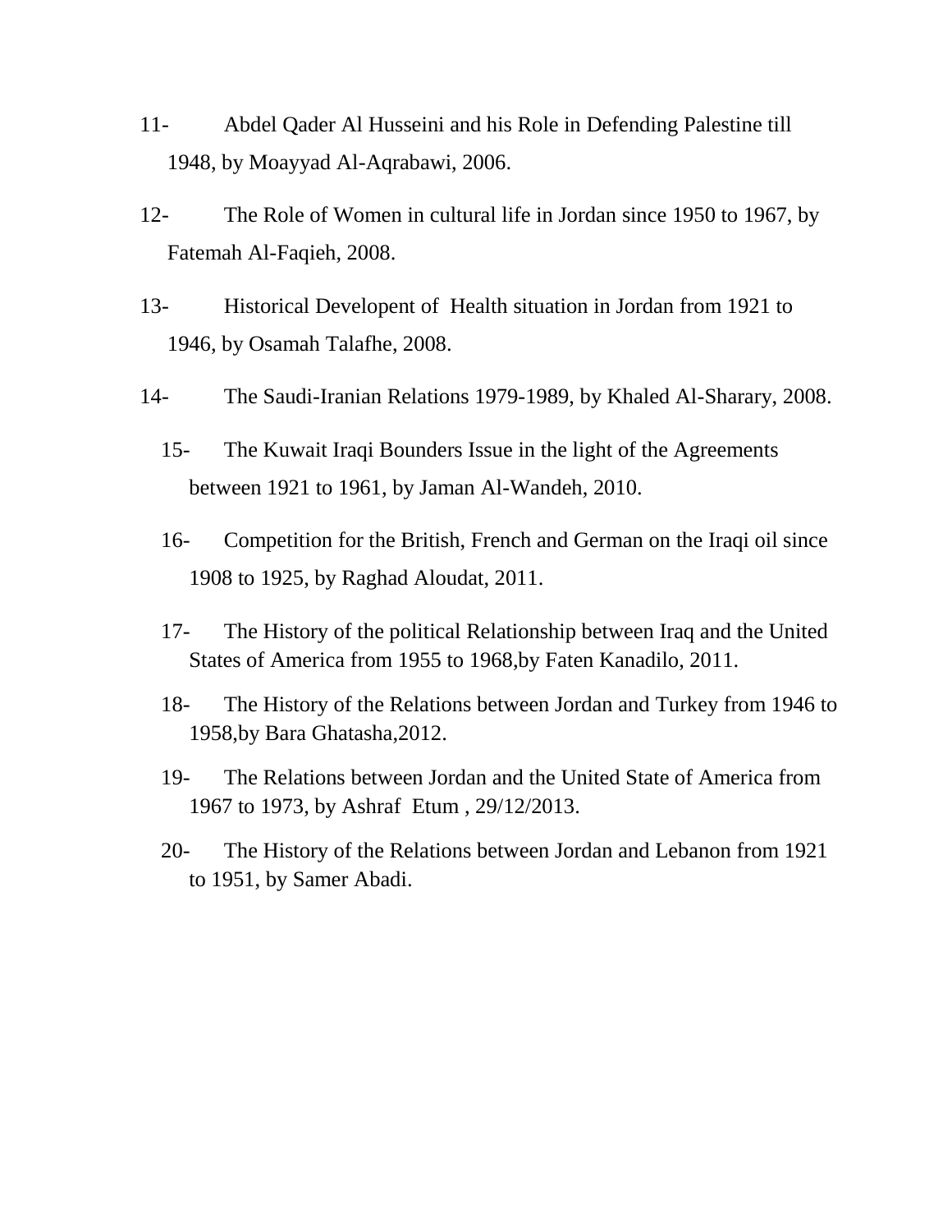11- Abdel Qader Al Husseini and his Role in Defending Palestine till 1948, by Moayyad Al-Aqrabawi, 2006.

12- The Role of Women in cultural life in Jordan since 1950 to 1967, by Fatemah Al-Faqieh, 2008.

13- Historical Developent of Health situation in Jordan from 1921 to 1946, by Osamah Talafhe, 2008.

14- The Saudi-Iranian Relations 1979-1989, by Khaled Al-Sharary, 2008.

15- The Kuwait Iraqi Bounders Issue in the light of the Agreements between 1921 to 1961, by Jaman Al-Wandeh, 2010.

16- Competition for the British, French and German on the Iraqi oil since 1908 to 1925, by Raghad Aloudat, 2011.

17- The History of the political Relationship between Iraq and the United States of America from 1955 to 1968,by Faten Kanadilo, 2011.

18- The History of the Relations between Jordan and Turkey from 1946 to 1958,by Bara Ghatasha,2012.

19- The Relations between Jordan and the United State of America from 1967 to 1973, by Ashraf Etum , 29/12/2013.

20- The History of the Relations between Jordan and Lebanon from 1921 to 1951, by Samer Abadi.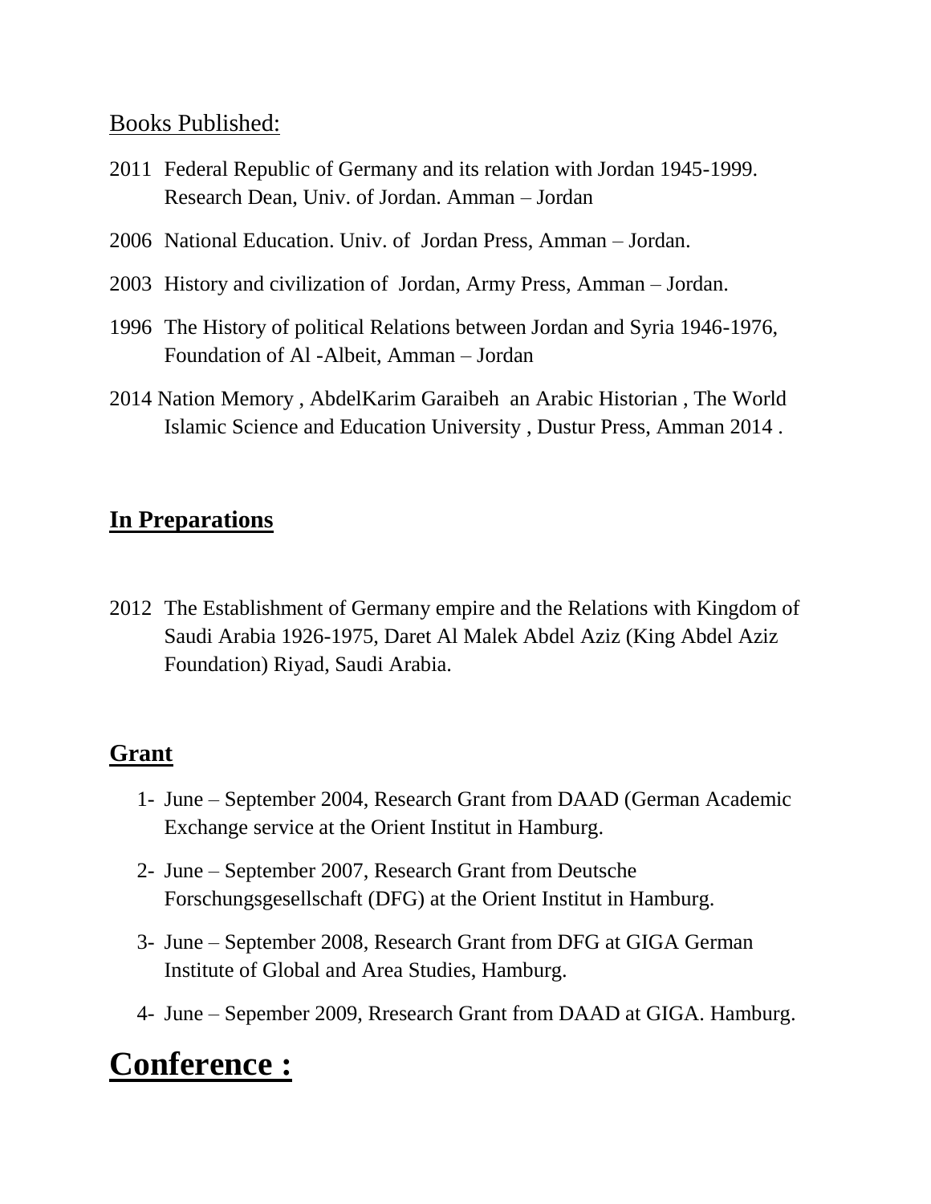Books Published:

2011 Federal Republic of Germany and its relation with Jordan 1945-1999. Research Dean, Univ. of Jordan. Amman – Jordan

2006 National Education. Univ. of Jordan Press, Amman – Jordan.

2003 History and civilization of Jordan, Army Press, Amman – Jordan.

1996 The History of political Relations between Jordan and Syria 1946-1976, Foundation of Al -Albeit, Amman – Jordan

2014 Nation Memory , AbdelKarim Garaibeh an Arabic Historian , The World Islamic Science and Education University , Dustur Press, Amman 2014 .

## **In Preparations**

2012 The Establishment of Germany empire and the Relations with Kingdom of Saudi Arabia 1926-1975, Daret Al Malek Abdel Aziz (King Abdel Aziz Foundation) Riyad, Saudi Arabia.

## **Grant**

1- June – September 2004, Research Grant from DAAD (German Academic Exchange service at the Orient Institut in Hamburg.

2- June – September 2007, Research Grant from Deutsche Forschungsgesellschaft (DFG) at the Orient Institut in Hamburg.

3- June – September 2008, Research Grant from DFG at GIGA German Institute of Global and Area Studies, Hamburg.

4- June – Sepember 2009, Rresearch Grant from DAAD at GIGA. Hamburg.

# **Conference :**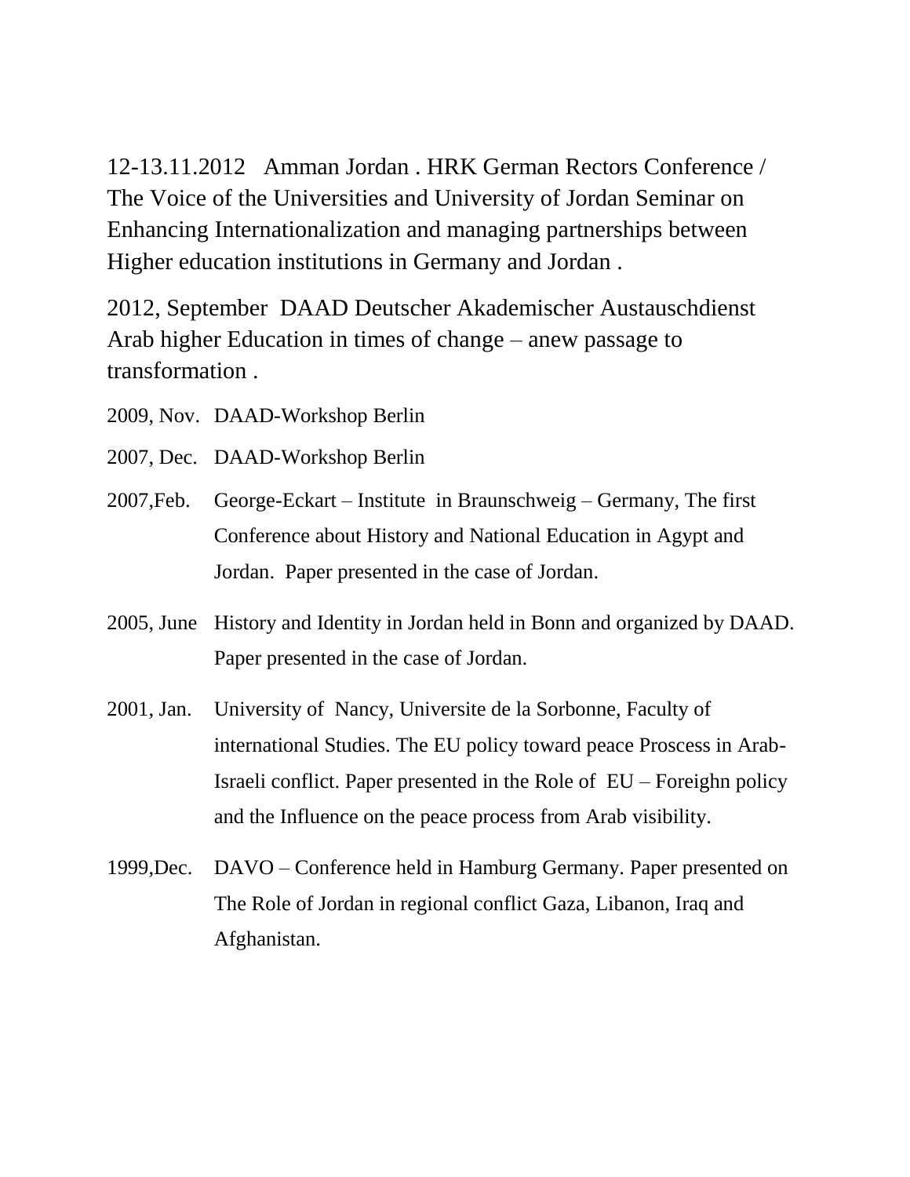12-13.11.2012 Amman Jordan . HRK German Rectors Conference / The Voice of the Universities and University of Jordan Seminar on Enhancing Internationalization and managing partnerships between Higher education institutions in Germany and Jordan .

2012, September DAAD Deutscher Akademischer Austauschdienst Arab higher Education in times of change – anew passage to transformation .

2009, Nov. DAAD-Workshop Berlin

2007, Dec. DAAD-Workshop Berlin

2007,Feb. George-Eckart – Institute in Braunschweig – Germany, The first Conference about History and National Education in Agypt and Jordan. Paper presented in the case of Jordan.

2005, June History and Identity in Jordan held in Bonn and organized by DAAD. Paper presented in the case of Jordan.

2001, Jan. University of Nancy, Universite de la Sorbonne, Faculty of international Studies. The EU policy toward peace Proscess in Arab-Israeli conflict. Paper presented in the Role of EU – Foreighn policy and the Influence on the peace process from Arab visibility.

1999,Dec. DAVO – Conference held in Hamburg Germany. Paper presented on The Role of Jordan in regional conflict Gaza, Libanon, Iraq and Afghanistan.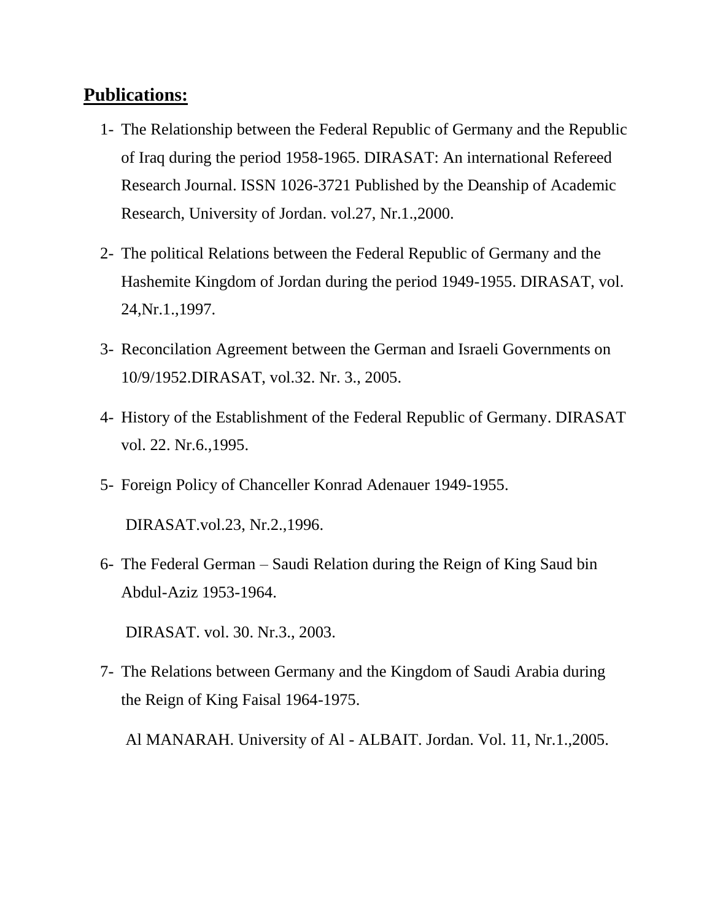**Publications:**

1- The Relationship between the Federal Republic of Germany and the Republic of Iraq during the period 1958-1965. DIRASAT: An international Refereed Research Journal. ISSN 1026-3721 Published by the Deanship of Academic Research, University of Jordan. vol.27, Nr.1.,2000.

2- The political Relations between the Federal Republic of Germany and the Hashemite Kingdom of Jordan during the period 1949-1955. DIRASAT, vol. 24,Nr.1.,1997.

3- Reconcilation Agreement between the German and Israeli Governments on 10/9/1952.DIRASAT, vol.32. Nr. 3., 2005.

4- History of the Establishment of the Federal Republic of Germany. DIRASAT vol. 22. Nr.6.,1995.

5- Foreign Policy of Chanceller Konrad Adenauer 1949-1955.

   DIRASAT.vol.23, Nr.2.,1996.

6- The Federal German – Saudi Relation during the Reign of King Saud bin Abdul-Aziz 1953-1964.

   DIRASAT. vol. 30. Nr.3., 2003.

7- The Relations between Germany and the Kingdom of Saudi Arabia during the Reign of King Faisal 1964-1975.

   Al MANARAH. University of Al - ALBAIT. Jordan. Vol. 11, Nr.1.,2005.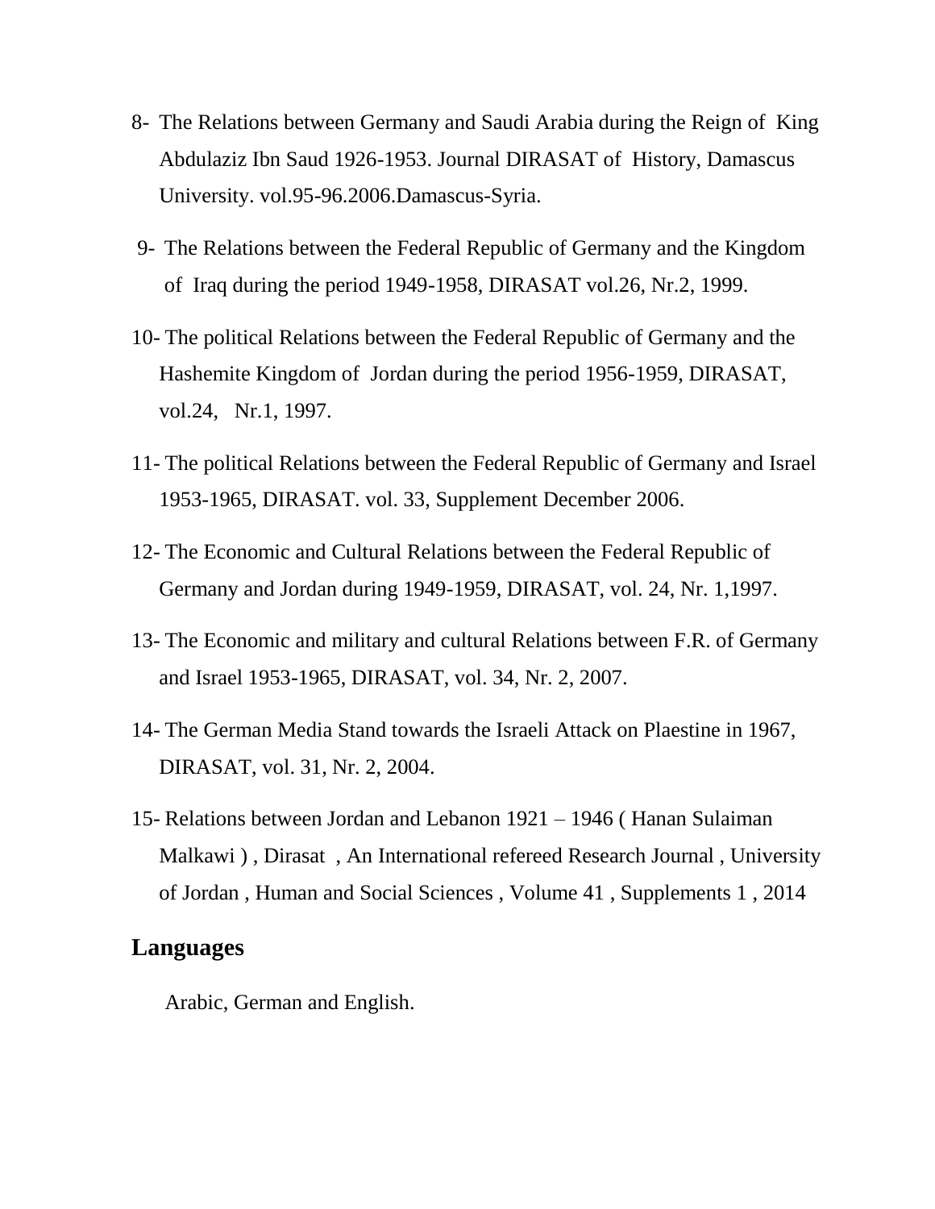8- The Relations between Germany and Saudi Arabia during the Reign of King Abdulaziz Ibn Saud 1926-1953. Journal DIRASAT of History, Damascus University. vol.95-96.2006.Damascus-Syria.

9- The Relations between the Federal Republic of Germany and the Kingdom of Iraq during the period 1949-1958, DIRASAT vol.26, Nr.2, 1999.

10- The political Relations between the Federal Republic of Germany and the Hashemite Kingdom of Jordan during the period 1956-1959, DIRASAT, vol.24, Nr.1, 1997.

11- The political Relations between the Federal Republic of Germany and Israel 1953-1965, DIRASAT. vol. 33, Supplement December 2006.

12- The Economic and Cultural Relations between the Federal Republic of Germany and Jordan during 1949-1959, DIRASAT, vol. 24, Nr. 1,1997.

13- The Economic and military and cultural Relations between F.R. of Germany and Israel 1953-1965, DIRASAT, vol. 34, Nr. 2, 2007.

14- The German Media Stand towards the Israeli Attack on Plaestine in 1967, DIRASAT, vol. 31, Nr. 2, 2004.

15- Relations between Jordan and Lebanon 1921 – 1946 ( Hanan Sulaiman Malkawi ) , Dirasat , An International refereed Research Journal , University of Jordan , Human and Social Sciences , Volume 41 , Supplements 1 , 2014

## Languages

Arabic, German and English.